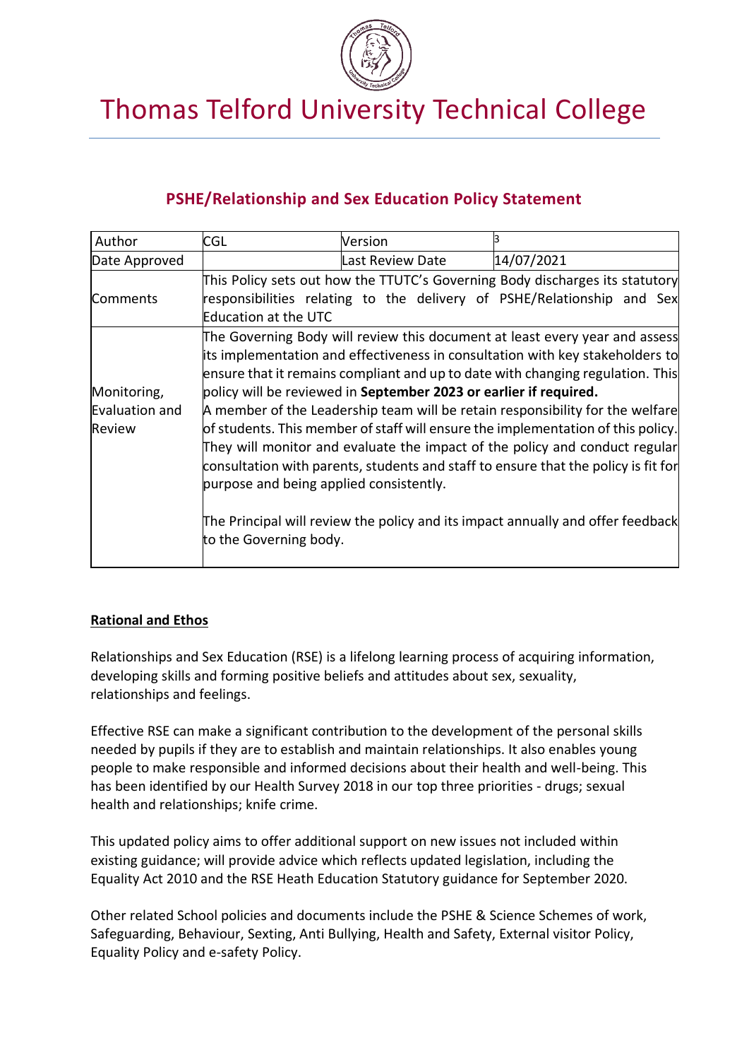# Thomas Telford University Technical College

## PSHE/Relationship and Sex Education Policy Statement

| Author | CGL | Version | 3 |
|---|---|---|---|
| Date Approved | | Last Review Date | 14/07/2021 |
| Comments | This Policy sets out how the TTUTC's Governing Body discharges its statutory responsibilities relating to the delivery of PSHE/Relationship and Sex Education at the UTC | | |
| Monitoring, Evaluation and Review | The Governing Body will review this document at least every year and assess its implementation and effectiveness in consultation with key stakeholders to ensure that it remains compliant and up to date with changing regulation. This policy will be reviewed in **September 2023 or earlier if required.** A member of the Leadership team will be retain responsibility for the welfare of students. This member of staff will ensure the implementation of this policy. They will monitor and evaluate the impact of the policy and conduct regular consultation with parents, students and staff to ensure that the policy is fit for purpose and being applied consistently. The Principal will review the policy and its impact annually and offer feedback to the Governing body. | | |

**Rational and Ethos**

Relationships and Sex Education (RSE) is a lifelong learning process of acquiring information, developing skills and forming positive beliefs and attitudes about sex, sexuality, relationships and feelings.

Effective RSE can make a significant contribution to the development of the personal skills needed by pupils if they are to establish and maintain relationships. It also enables young people to make responsible and informed decisions about their health and well-being. This has been identified by our Health Survey 2018 in our top three priorities - drugs; sexual health and relationships; knife crime.

This updated policy aims to offer additional support on new issues not included within existing guidance; will provide advice which reflects updated legislation, including the Equality Act 2010 and the RSE Heath Education Statutory guidance for September 2020.

Other related School policies and documents include the PSHE & Science Schemes of work, Safeguarding, Behaviour, Sexting, Anti Bullying, Health and Safety, External visitor Policy, Equality Policy and e-safety Policy.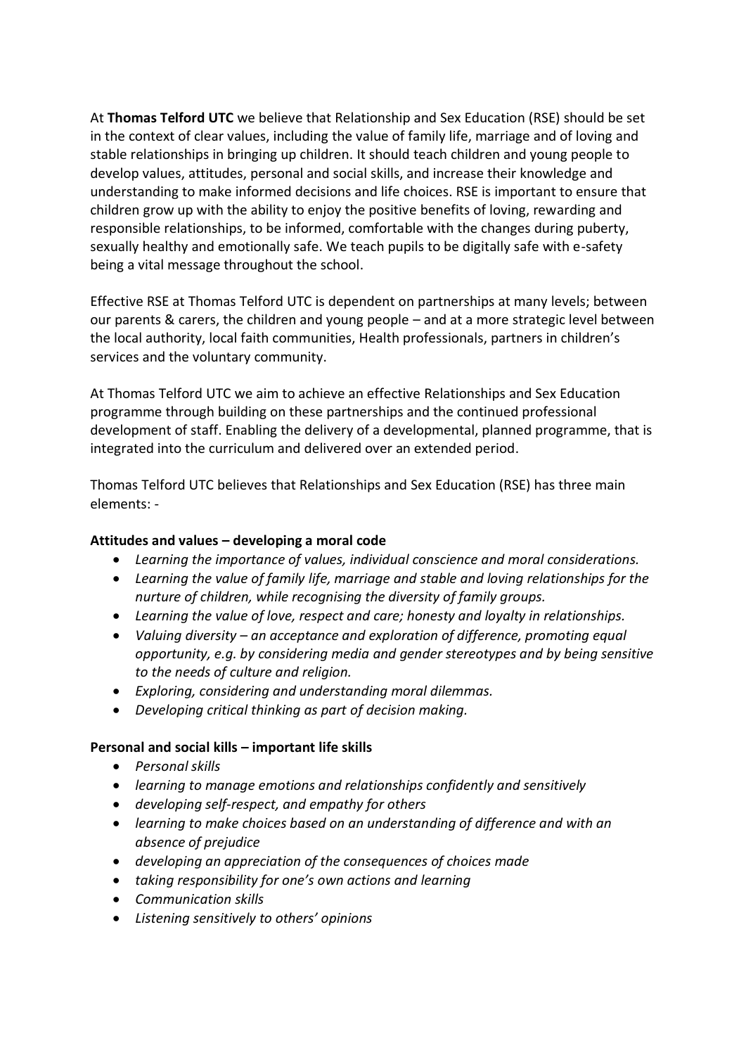At **Thomas Telford UTC** we believe that Relationship and Sex Education (RSE) should be set in the context of clear values, including the value of family life, marriage and of loving and stable relationships in bringing up children. It should teach children and young people to develop values, attitudes, personal and social skills, and increase their knowledge and understanding to make informed decisions and life choices. RSE is important to ensure that children grow up with the ability to enjoy the positive benefits of loving, rewarding and responsible relationships, to be informed, comfortable with the changes during puberty, sexually healthy and emotionally safe. We teach pupils to be digitally safe with e-safety being a vital message throughout the school.

Effective RSE at Thomas Telford UTC is dependent on partnerships at many levels; between our parents & carers, the children and young people – and at a more strategic level between the local authority, local faith communities, Health professionals, partners in children's services and the voluntary community.

At Thomas Telford UTC we aim to achieve an effective Relationships and Sex Education programme through building on these partnerships and the continued professional development of staff. Enabling the delivery of a developmental, planned programme, that is integrated into the curriculum and delivered over an extended period.

Thomas Telford UTC believes that Relationships and Sex Education (RSE) has three main elements: -

**Attitudes and values – developing a moral code**

- *Learning the importance of values, individual conscience and moral considerations.*
- *Learning the value of family life, marriage and stable and loving relationships for the nurture of children, while recognising the diversity of family groups.*
- *Learning the value of love, respect and care; honesty and loyalty in relationships.*
- *Valuing diversity – an acceptance and exploration of difference, promoting equal opportunity, e.g. by considering media and gender stereotypes and by being sensitive to the needs of culture and religion.*
- *Exploring, considering and understanding moral dilemmas.*
- *Developing critical thinking as part of decision making.*

**Personal and social kills – important life skills**

- *Personal skills*
- *learning to manage emotions and relationships confidently and sensitively*
- *developing self-respect, and empathy for others*
- *learning to make choices based on an understanding of difference and with an absence of prejudice*
- *developing an appreciation of the consequences of choices made*
- *taking responsibility for one's own actions and learning*
- *Communication skills*
- *Listening sensitively to others' opinions*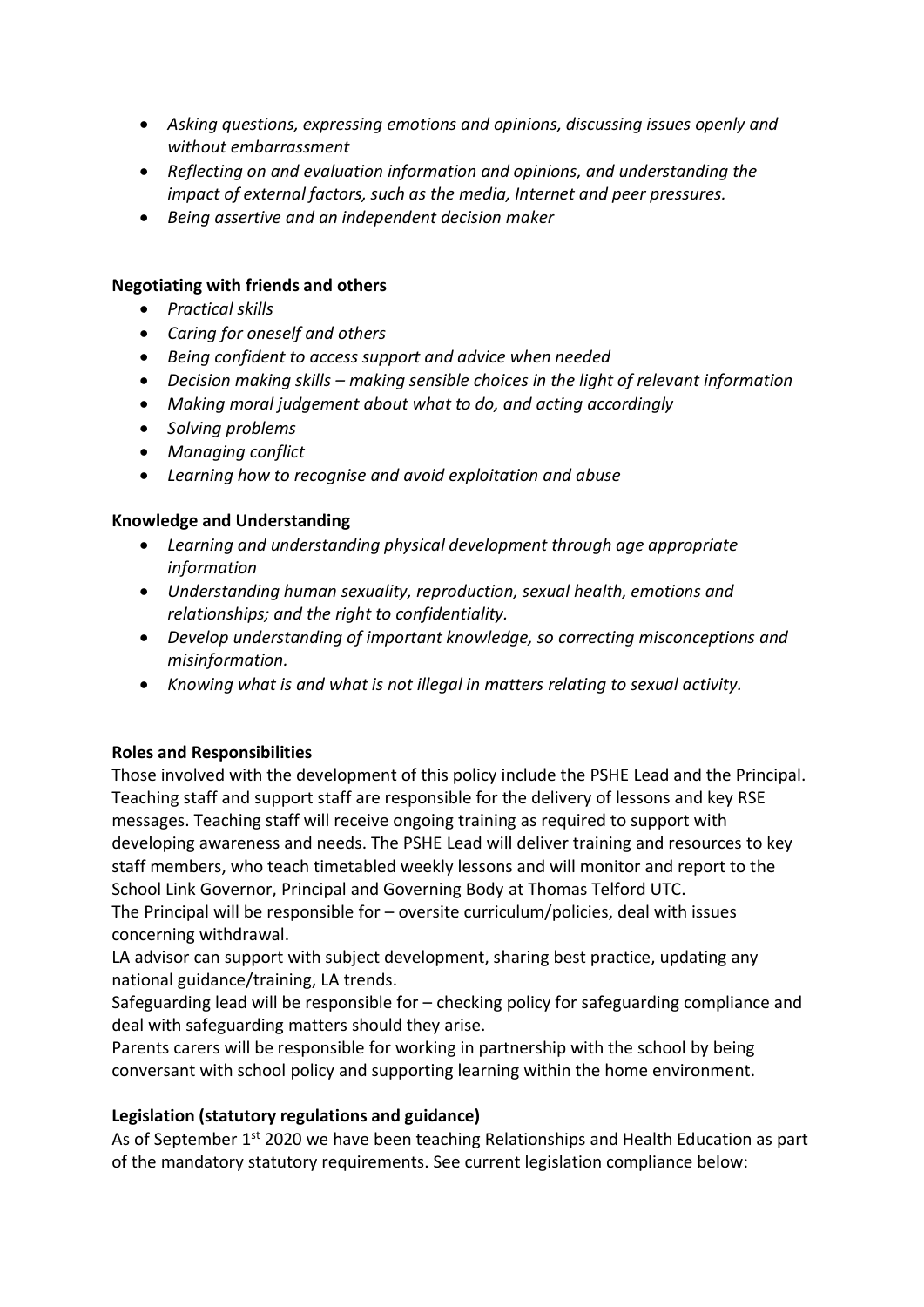- *Asking questions, expressing emotions and opinions, discussing issues openly and without embarrassment*
- *Reflecting on and evaluation information and opinions, and understanding the impact of external factors, such as the media, Internet and peer pressures.*
- *Being assertive and an independent decision maker*

**Negotiating with friends and others**

- *Practical skills*
- *Caring for oneself and others*
- *Being confident to access support and advice when needed*
- *Decision making skills – making sensible choices in the light of relevant information*
- *Making moral judgement about what to do, and acting accordingly*
- *Solving problems*
- *Managing conflict*
- *Learning how to recognise and avoid exploitation and abuse*

**Knowledge and Understanding**

- *Learning and understanding physical development through age appropriate information*
- *Understanding human sexuality, reproduction, sexual health, emotions and relationships; and the right to confidentiality.*
- *Develop understanding of important knowledge, so correcting misconceptions and misinformation.*
- *Knowing what is and what is not illegal in matters relating to sexual activity.*

**Roles and Responsibilities**

Those involved with the development of this policy include the PSHE Lead and the Principal. Teaching staff and support staff are responsible for the delivery of lessons and key RSE messages. Teaching staff will receive ongoing training as required to support with developing awareness and needs. The PSHE Lead will deliver training and resources to key staff members, who teach timetabled weekly lessons and will monitor and report to the School Link Governor, Principal and Governing Body at Thomas Telford UTC.

The Principal will be responsible for – oversite curriculum/policies, deal with issues concerning withdrawal.

LA advisor can support with subject development, sharing best practice, updating any national guidance/training, LA trends.

Safeguarding lead will be responsible for – checking policy for safeguarding compliance and deal with safeguarding matters should they arise.

Parents carers will be responsible for working in partnership with the school by being conversant with school policy and supporting learning within the home environment.

**Legislation (statutory regulations and guidance)**

As of September 1st 2020 we have been teaching Relationships and Health Education as part of the mandatory statutory requirements. See current legislation compliance below: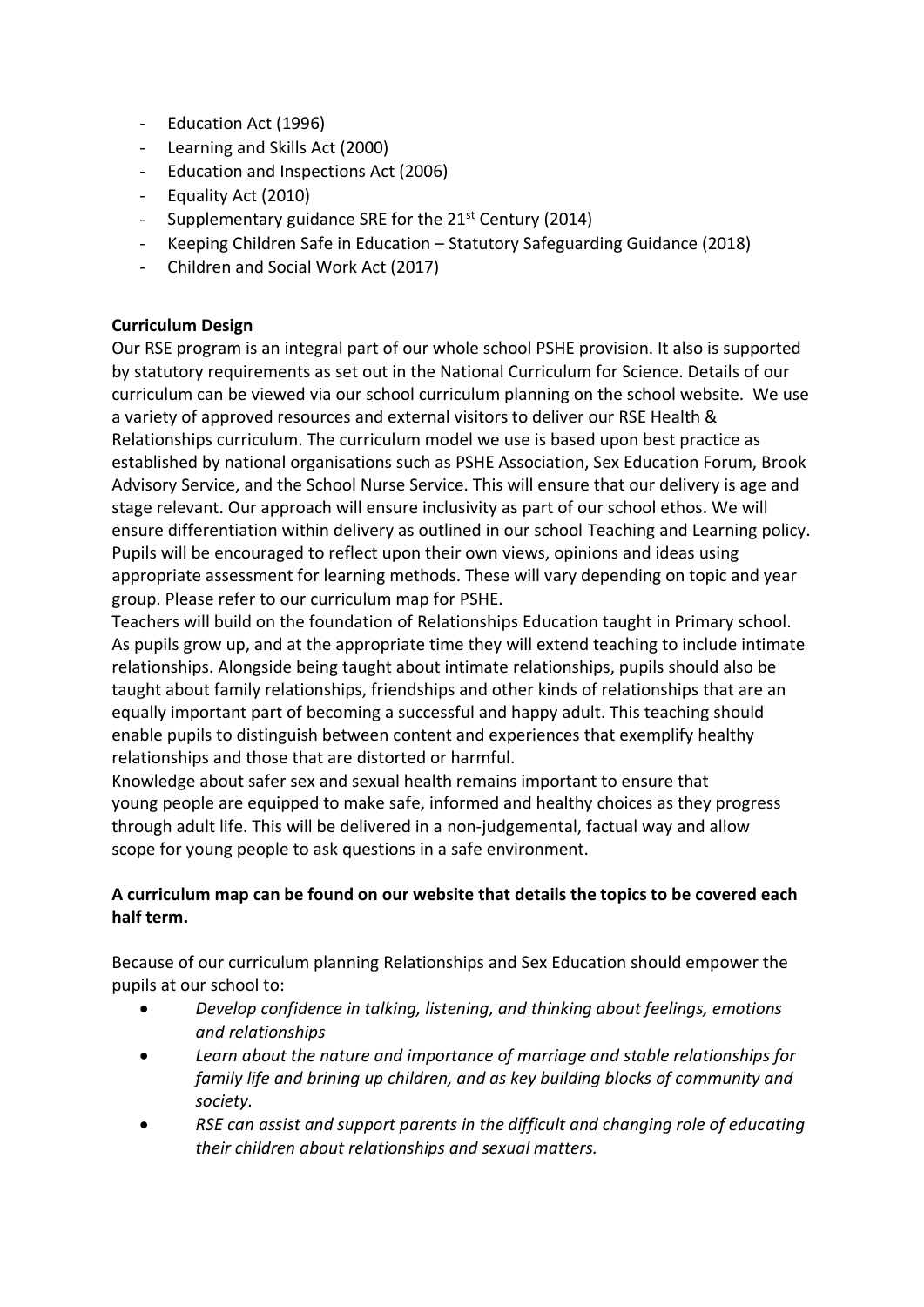- Education Act (1996)
- Learning and Skills Act (2000)
- Education and Inspections Act (2006)
- Equality Act (2010)
- Supplementary guidance SRE for the 21st Century (2014)
- Keeping Children Safe in Education – Statutory Safeguarding Guidance (2018)
- Children and Social Work Act (2017)

**Curriculum Design**

Our RSE program is an integral part of our whole school PSHE provision. It also is supported by statutory requirements as set out in the National Curriculum for Science. Details of our curriculum can be viewed via our school curriculum planning on the school website. We use a variety of approved resources and external visitors to deliver our RSE Health & Relationships curriculum. The curriculum model we use is based upon best practice as established by national organisations such as PSHE Association, Sex Education Forum, Brook Advisory Service, and the School Nurse Service. This will ensure that our delivery is age and stage relevant. Our approach will ensure inclusivity as part of our school ethos. We will ensure differentiation within delivery as outlined in our school Teaching and Learning policy. Pupils will be encouraged to reflect upon their own views, opinions and ideas using appropriate assessment for learning methods. These will vary depending on topic and year group. Please refer to our curriculum map for PSHE.

Teachers will build on the foundation of Relationships Education taught in Primary school. As pupils grow up, and at the appropriate time they will extend teaching to include intimate relationships. Alongside being taught about intimate relationships, pupils should also be taught about family relationships, friendships and other kinds of relationships that are an equally important part of becoming a successful and happy adult. This teaching should enable pupils to distinguish between content and experiences that exemplify healthy relationships and those that are distorted or harmful.

Knowledge about safer sex and sexual health remains important to ensure that young people are equipped to make safe, informed and healthy choices as they progress through adult life. This will be delivered in a non-judgemental, factual way and allow scope for young people to ask questions in a safe environment.

**A curriculum map can be found on our website that details the topics to be covered each half term.**

Because of our curriculum planning Relationships and Sex Education should empower the pupils at our school to:

- *Develop confidence in talking, listening, and thinking about feelings, emotions and relationships*
- *Learn about the nature and importance of marriage and stable relationships for family life and brining up children, and as key building blocks of community and society.*
- *RSE can assist and support parents in the difficult and changing role of educating their children about relationships and sexual matters.*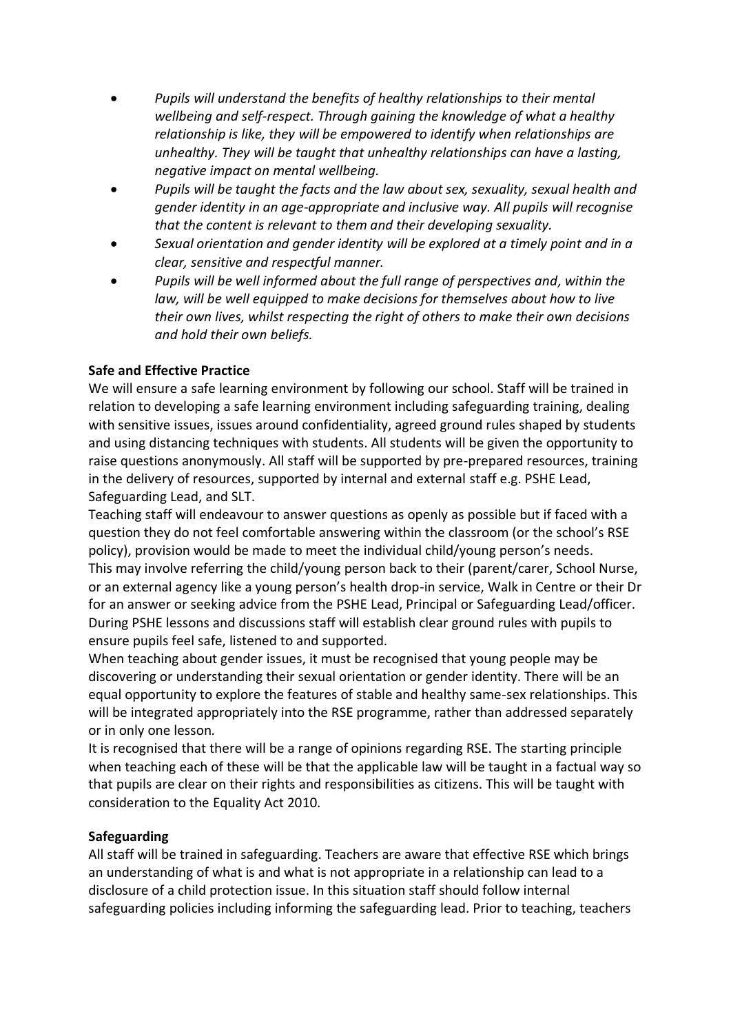- *Pupils will understand the benefits of healthy relationships to their mental wellbeing and self-respect. Through gaining the knowledge of what a healthy relationship is like, they will be empowered to identify when relationships are unhealthy. They will be taught that unhealthy relationships can have a lasting, negative impact on mental wellbeing.*
- *Pupils will be taught the facts and the law about sex, sexuality, sexual health and gender identity in an age-appropriate and inclusive way. All pupils will recognise that the content is relevant to them and their developing sexuality.*
- *Sexual orientation and gender identity will be explored at a timely point and in a clear, sensitive and respectful manner.*
- *Pupils will be well informed about the full range of perspectives and, within the law, will be well equipped to make decisions for themselves about how to live their own lives, whilst respecting the right of others to make their own decisions and hold their own beliefs.*

**Safe and Effective Practice**

We will ensure a safe learning environment by following our school. Staff will be trained in relation to developing a safe learning environment including safeguarding training, dealing with sensitive issues, issues around confidentiality, agreed ground rules shaped by students and using distancing techniques with students. All students will be given the opportunity to raise questions anonymously. All staff will be supported by pre-prepared resources, training in the delivery of resources, supported by internal and external staff e.g. PSHE Lead, Safeguarding Lead, and SLT.

Teaching staff will endeavour to answer questions as openly as possible but if faced with a question they do not feel comfortable answering within the classroom (or the school's RSE policy), provision would be made to meet the individual child/young person's needs.

This may involve referring the child/young person back to their (parent/carer, School Nurse, or an external agency like a young person's health drop-in service, Walk in Centre or their Dr for an answer or seeking advice from the PSHE Lead, Principal or Safeguarding Lead/officer.

During PSHE lessons and discussions staff will establish clear ground rules with pupils to ensure pupils feel safe, listened to and supported.

When teaching about gender issues, it must be recognised that young people may be discovering or understanding their sexual orientation or gender identity. There will be an equal opportunity to explore the features of stable and healthy same-sex relationships. This will be integrated appropriately into the RSE programme, rather than addressed separately or in only one lesson*.*

It is recognised that there will be a range of opinions regarding RSE. The starting principle when teaching each of these will be that the applicable law will be taught in a factual way so that pupils are clear on their rights and responsibilities as citizens. This will be taught with consideration to the Equality Act 2010.

**Safeguarding**

All staff will be trained in safeguarding. Teachers are aware that effective RSE which brings an understanding of what is and what is not appropriate in a relationship can lead to a disclosure of a child protection issue. In this situation staff should follow internal safeguarding policies including informing the safeguarding lead. Prior to teaching, teachers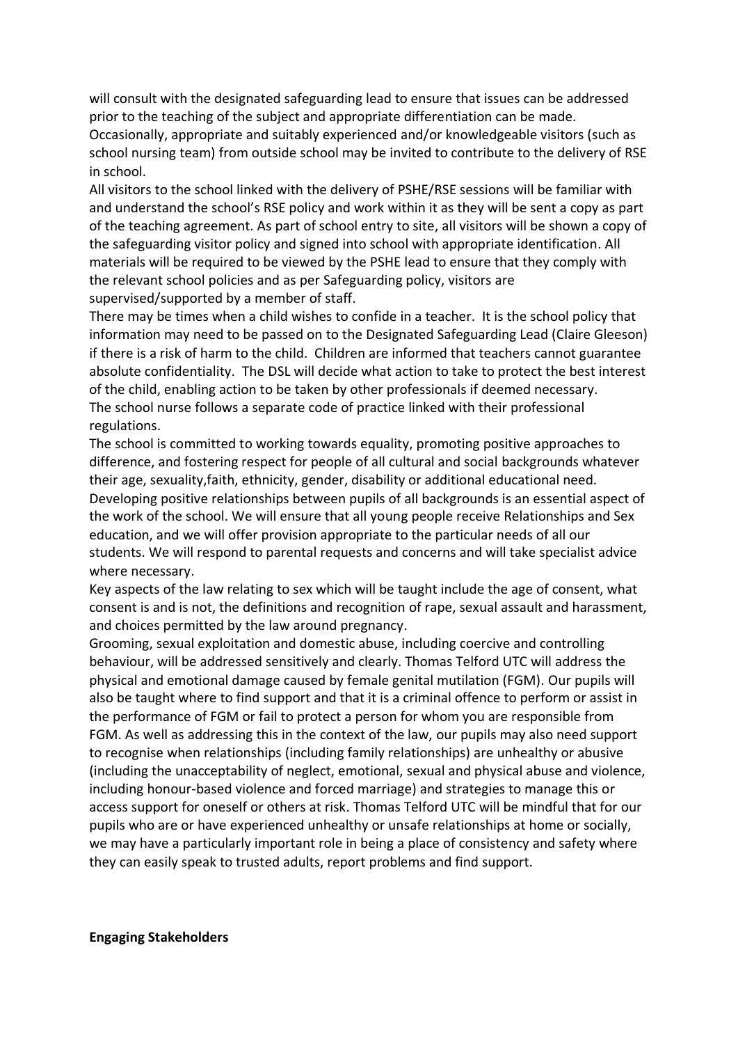will consult with the designated safeguarding lead to ensure that issues can be addressed prior to the teaching of the subject and appropriate differentiation can be made.

Occasionally, appropriate and suitably experienced and/or knowledgeable visitors (such as school nursing team) from outside school may be invited to contribute to the delivery of RSE in school.

All visitors to the school linked with the delivery of PSHE/RSE sessions will be familiar with and understand the school's RSE policy and work within it as they will be sent a copy as part of the teaching agreement. As part of school entry to site, all visitors will be shown a copy of the safeguarding visitor policy and signed into school with appropriate identification. All materials will be required to be viewed by the PSHE lead to ensure that they comply with the relevant school policies and as per Safeguarding policy, visitors are supervised/supported by a member of staff.

There may be times when a child wishes to confide in a teacher. It is the school policy that information may need to be passed on to the Designated Safeguarding Lead (Claire Gleeson) if there is a risk of harm to the child. Children are informed that teachers cannot guarantee absolute confidentiality. The DSL will decide what action to take to protect the best interest of the child, enabling action to be taken by other professionals if deemed necessary.

The school nurse follows a separate code of practice linked with their professional regulations.

The school is committed to working towards equality, promoting positive approaches to difference, and fostering respect for people of all cultural and social backgrounds whatever their age, sexuality,faith, ethnicity, gender, disability or additional educational need.

Developing positive relationships between pupils of all backgrounds is an essential aspect of the work of the school. We will ensure that all young people receive Relationships and Sex education, and we will offer provision appropriate to the particular needs of all our students. We will respond to parental requests and concerns and will take specialist advice where necessary.

Key aspects of the law relating to sex which will be taught include the age of consent, what consent is and is not, the definitions and recognition of rape, sexual assault and harassment, and choices permitted by the law around pregnancy.

Grooming, sexual exploitation and domestic abuse, including coercive and controlling behaviour, will be addressed sensitively and clearly. Thomas Telford UTC will address the physical and emotional damage caused by female genital mutilation (FGM). Our pupils will also be taught where to find support and that it is a criminal offence to perform or assist in the performance of FGM or fail to protect a person for whom you are responsible from FGM. As well as addressing this in the context of the law, our pupils may also need support to recognise when relationships (including family relationships) are unhealthy or abusive (including the unacceptability of neglect, emotional, sexual and physical abuse and violence, including honour-based violence and forced marriage) and strategies to manage this or access support for oneself or others at risk. Thomas Telford UTC will be mindful that for our pupils who are or have experienced unhealthy or unsafe relationships at home or socially, we may have a particularly important role in being a place of consistency and safety where they can easily speak to trusted adults, report problems and find support.

**Engaging Stakeholders**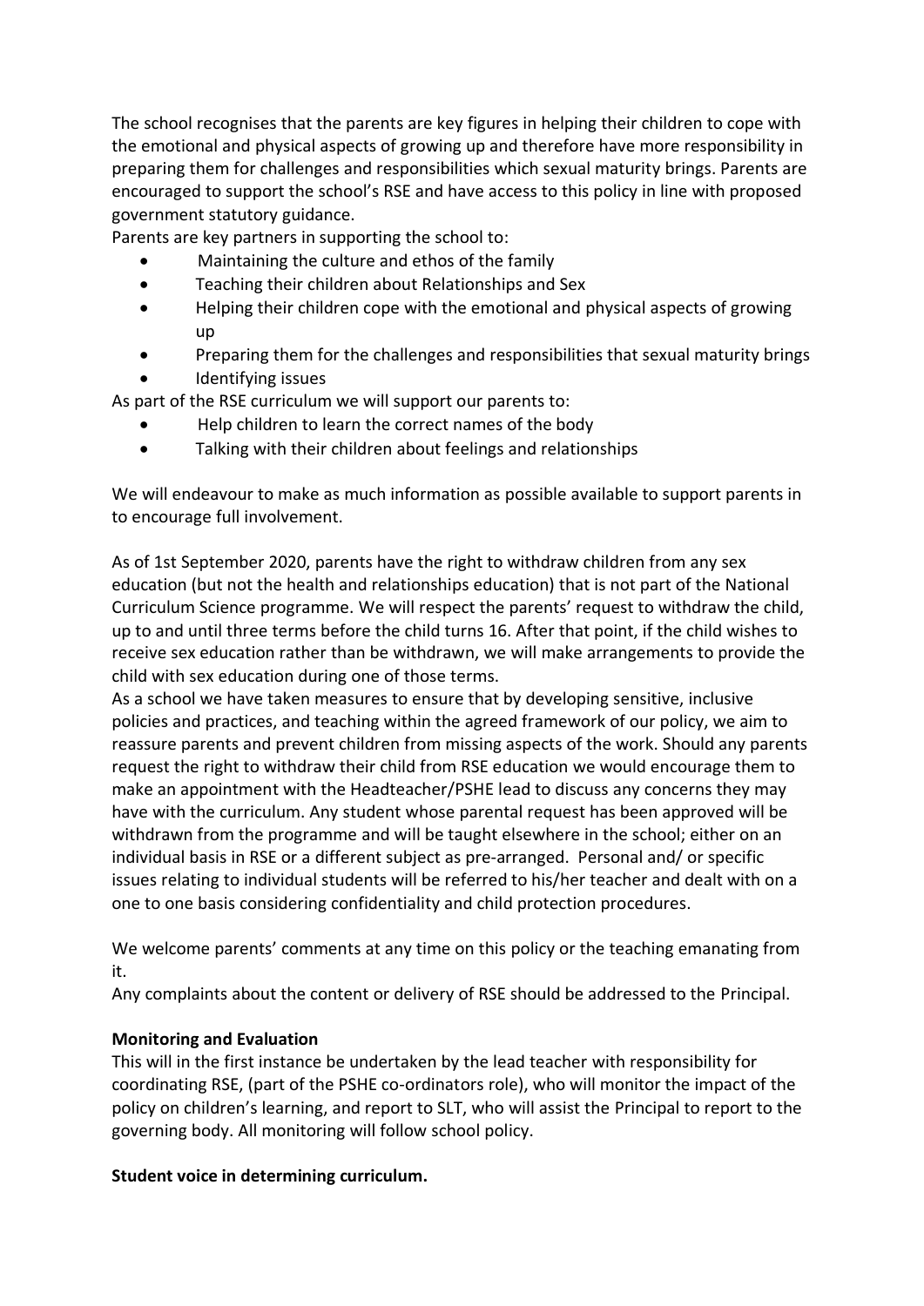The school recognises that the parents are key figures in helping their children to cope with the emotional and physical aspects of growing up and therefore have more responsibility in preparing them for challenges and responsibilities which sexual maturity brings. Parents are encouraged to support the school's RSE and have access to this policy in line with proposed government statutory guidance.

Parents are key partners in supporting the school to:

- Maintaining the culture and ethos of the family
- Teaching their children about Relationships and Sex
- Helping their children cope with the emotional and physical aspects of growing up
- Preparing them for the challenges and responsibilities that sexual maturity brings
- Identifying issues

As part of the RSE curriculum we will support our parents to:

- Help children to learn the correct names of the body
- Talking with their children about feelings and relationships

We will endeavour to make as much information as possible available to support parents in to encourage full involvement.

As of 1st September 2020, parents have the right to withdraw children from any sex education (but not the health and relationships education) that is not part of the National Curriculum Science programme. We will respect the parents' request to withdraw the child, up to and until three terms before the child turns 16. After that point, if the child wishes to receive sex education rather than be withdrawn, we will make arrangements to provide the child with sex education during one of those terms.

As a school we have taken measures to ensure that by developing sensitive, inclusive policies and practices, and teaching within the agreed framework of our policy, we aim to reassure parents and prevent children from missing aspects of the work. Should any parents request the right to withdraw their child from RSE education we would encourage them to make an appointment with the Headteacher/PSHE lead to discuss any concerns they may have with the curriculum. Any student whose parental request has been approved will be withdrawn from the programme and will be taught elsewhere in the school; either on an individual basis in RSE or a different subject as pre-arranged. Personal and/ or specific issues relating to individual students will be referred to his/her teacher and dealt with on a one to one basis considering confidentiality and child protection procedures.

We welcome parents' comments at any time on this policy or the teaching emanating from it.

Any complaints about the content or delivery of RSE should be addressed to the Principal.

**Monitoring and Evaluation**

This will in the first instance be undertaken by the lead teacher with responsibility for coordinating RSE, (part of the PSHE co-ordinators role), who will monitor the impact of the policy on children's learning, and report to SLT, who will assist the Principal to report to the governing body. All monitoring will follow school policy.

**Student voice in determining curriculum.**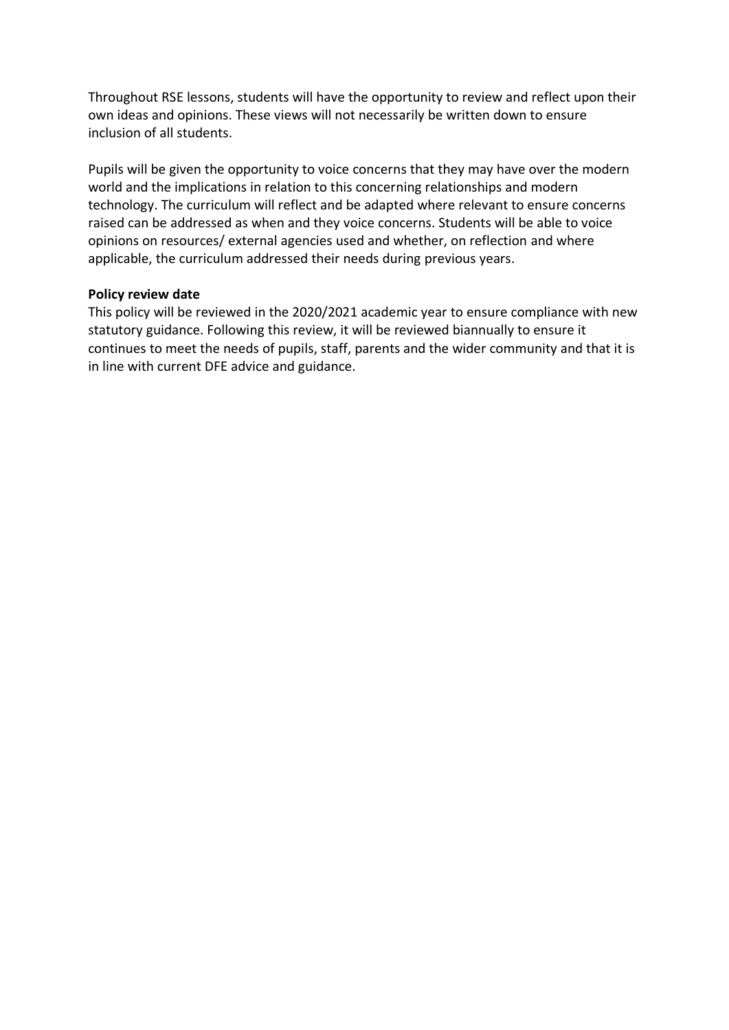Throughout RSE lessons, students will have the opportunity to review and reflect upon their own ideas and opinions. These views will not necessarily be written down to ensure inclusion of all students.

Pupils will be given the opportunity to voice concerns that they may have over the modern world and the implications in relation to this concerning relationships and modern technology. The curriculum will reflect and be adapted where relevant to ensure concerns raised can be addressed as when and they voice concerns. Students will be able to voice opinions on resources/ external agencies used and whether, on reflection and where applicable, the curriculum addressed their needs during previous years.

**Policy review date**

This policy will be reviewed in the 2020/2021 academic year to ensure compliance with new statutory guidance. Following this review, it will be reviewed biannually to ensure it continues to meet the needs of pupils, staff, parents and the wider community and that it is in line with current DFE advice and guidance.